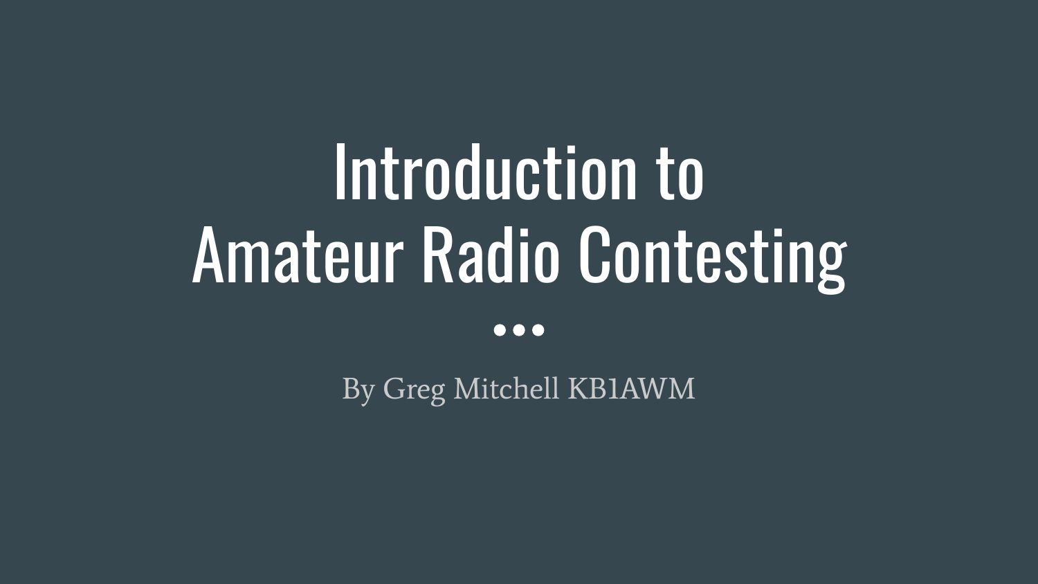# Introduction to Amateur Radio Contesting

...

By Greg Mitchell KB1AWM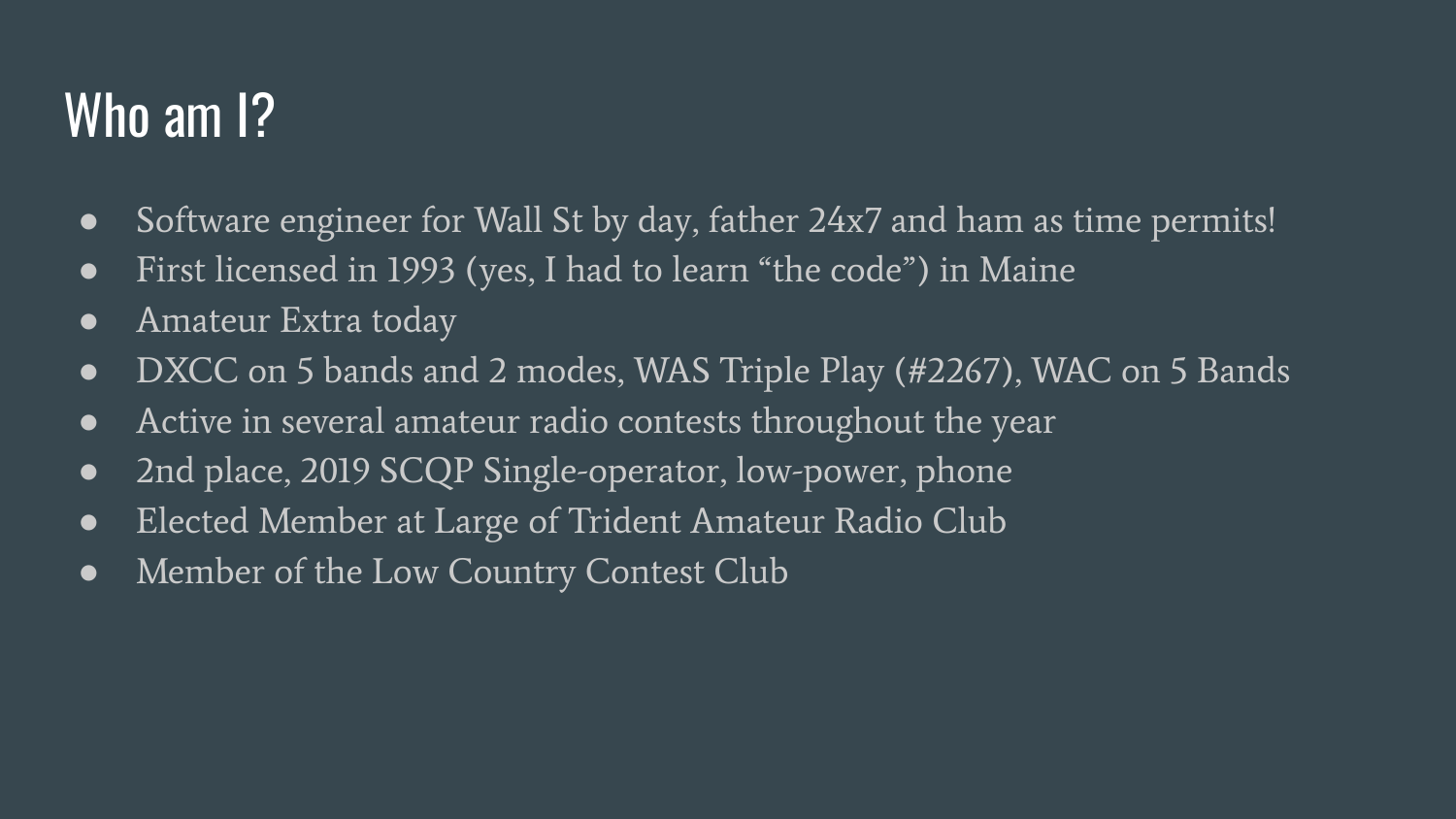# Who am I?

- Software engineer for Wall St by day, father 24x7 and ham as time permits!
- First licensed in 1993 (yes, I had to learn "the code") in Maine
- Amateur Extra today
- DXCC on 5 bands and 2 modes, WAS Triple Play (#2267), WAC on 5 Bands
- Active in several amateur radio contests throughout the year
- 2nd place, 2019 SCQP Single-operator, low-power, phone
- Elected Member at Large of Trident Amateur Radio Club
- Member of the Low Country Contest Club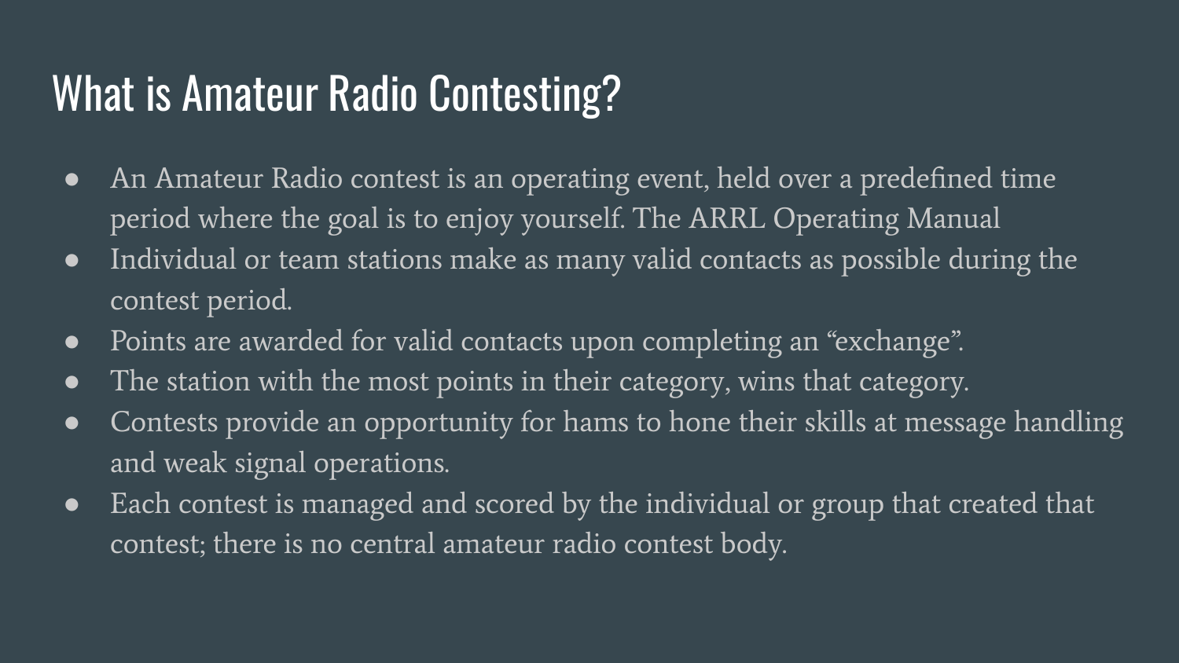# What is Amateur Radio Contesting?

- An Amateur Radio contest is an operating event, held over a predefined time period where the goal is to enjoy yourself. The ARRL Operating Manual
- Individual or team stations make as many valid contacts as possible during the contest period.
- Points are awarded for valid contacts upon completing an "exchange".
- The station with the most points in their category, wins that category.
- Contests provide an opportunity for hams to hone their skills at message handling and weak signal operations.
- Each contest is managed and scored by the individual or group that created that contest; there is no central amateur radio contest body.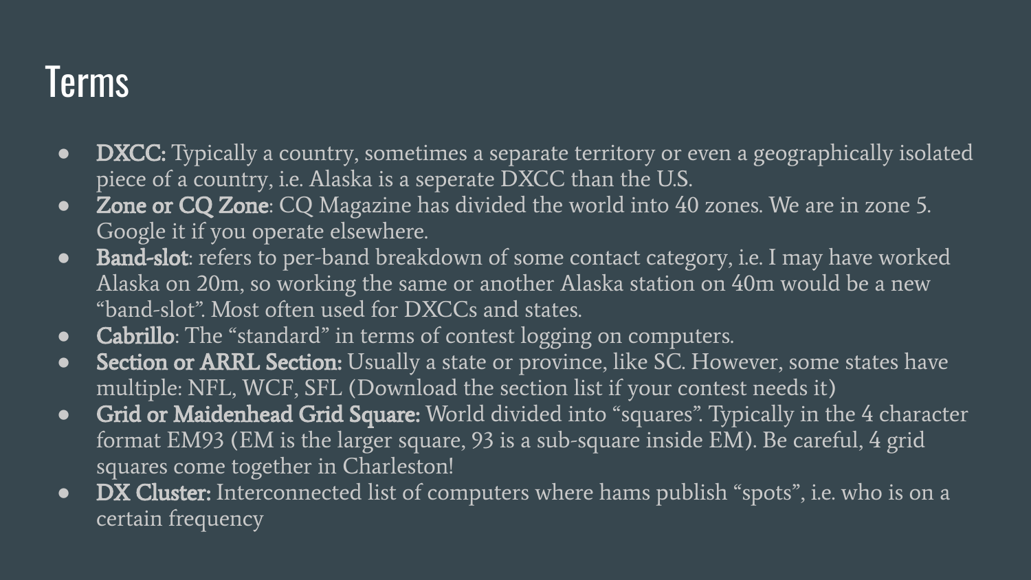# Terms

- **DXCC:** Typically a country, sometimes a separate territory or even a geographically isolated piece of a country, i.e. Alaska is a seperate DXCC than the U.S.
- **Zone or CQ Zone**: CQ Magazine has divided the world into 40 zones. We are in zone 5. Google it if you operate elsewhere.
- **Band-slot**: refers to per-band breakdown of some contact category, i.e. I may have worked Alaska on 20m, so working the same or another Alaska station on 40m would be a new "band-slot". Most often used for DXCCs and states.
- **Cabrillo**: The "standard" in terms of contest logging on computers.
- **Section or ARRL Section:** Usually a state or province, like SC. However, some states have multiple: NFL, WCF, SFL (Download the section list if your contest needs it)
- **Grid or Maidenhead Grid Square:** World divided into "squares". Typically in the 4 character format EM93 (EM is the larger square, 93 is a sub-square inside EM). Be careful, 4 grid squares come together in Charleston!
- **DX Cluster:** Interconnected list of computers where hams publish "spots", i.e. who is on a certain frequency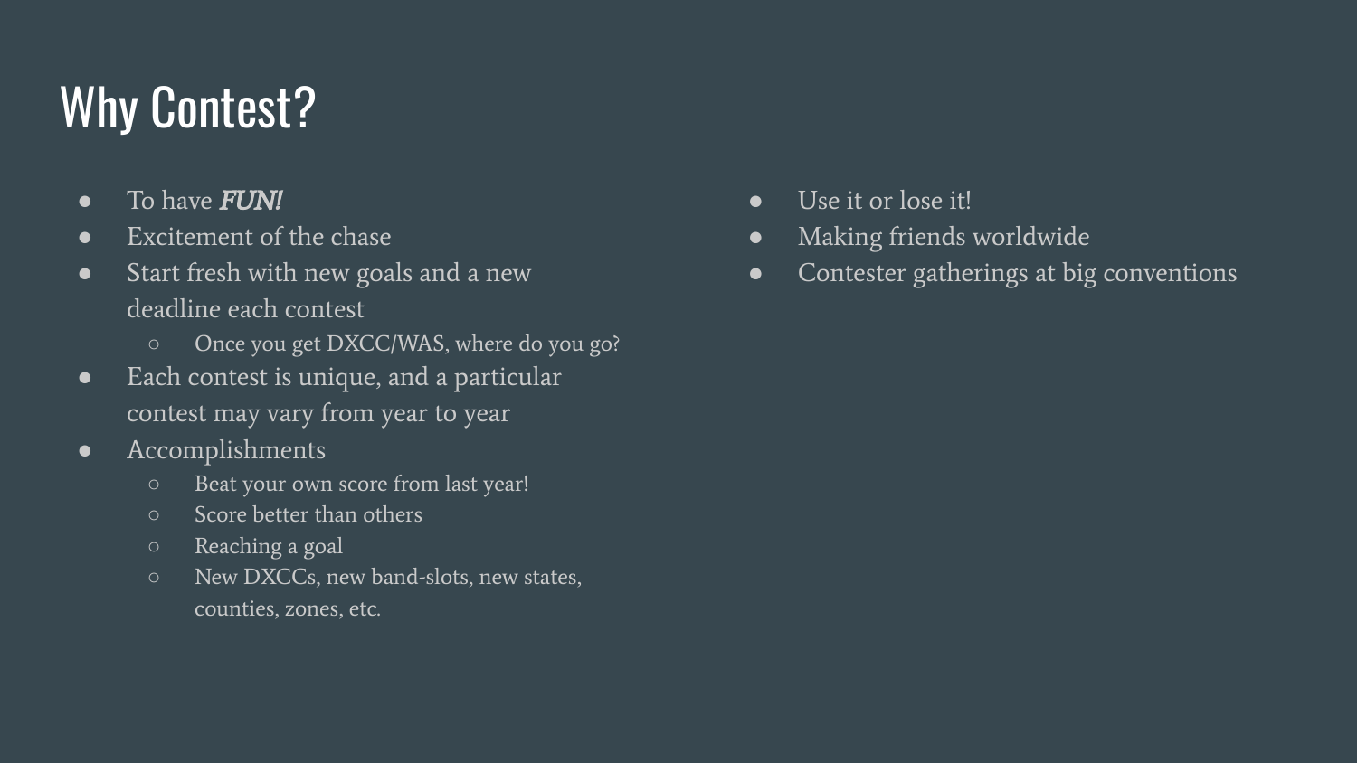# Why Contest?

- To have ***FUN!***
- Excitement of the chase
- Start fresh with new goals and a new deadline each contest
  - Once you get DXCC/WAS, where do you go?
- Each contest is unique, and a particular contest may vary from year to year
- Accomplishments
  - Beat your own score from last year!
  - Score better than others
  - Reaching a goal
  - New DXCCs, new band-slots, new states, counties, zones, etc.
- Use it or lose it!
- Making friends worldwide
- Contester gatherings at big conventions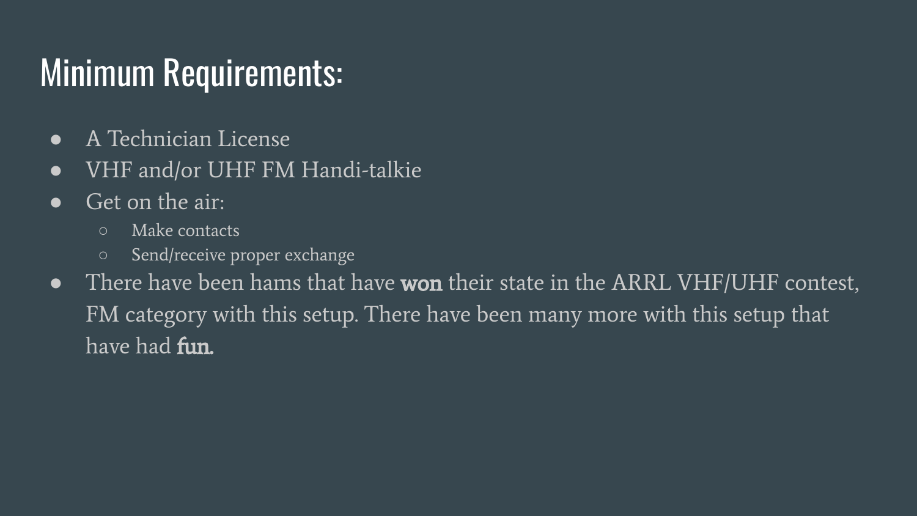# Minimum Requirements:

- A Technician License
- VHF and/or UHF FM Handi-talkie
- Get on the air:
  - Make contacts
  - Send/receive proper exchange
- There have been hams that have **won** their state in the ARRL VHF/UHF contest, FM category with this setup. There have been many more with this setup that have had **fun.**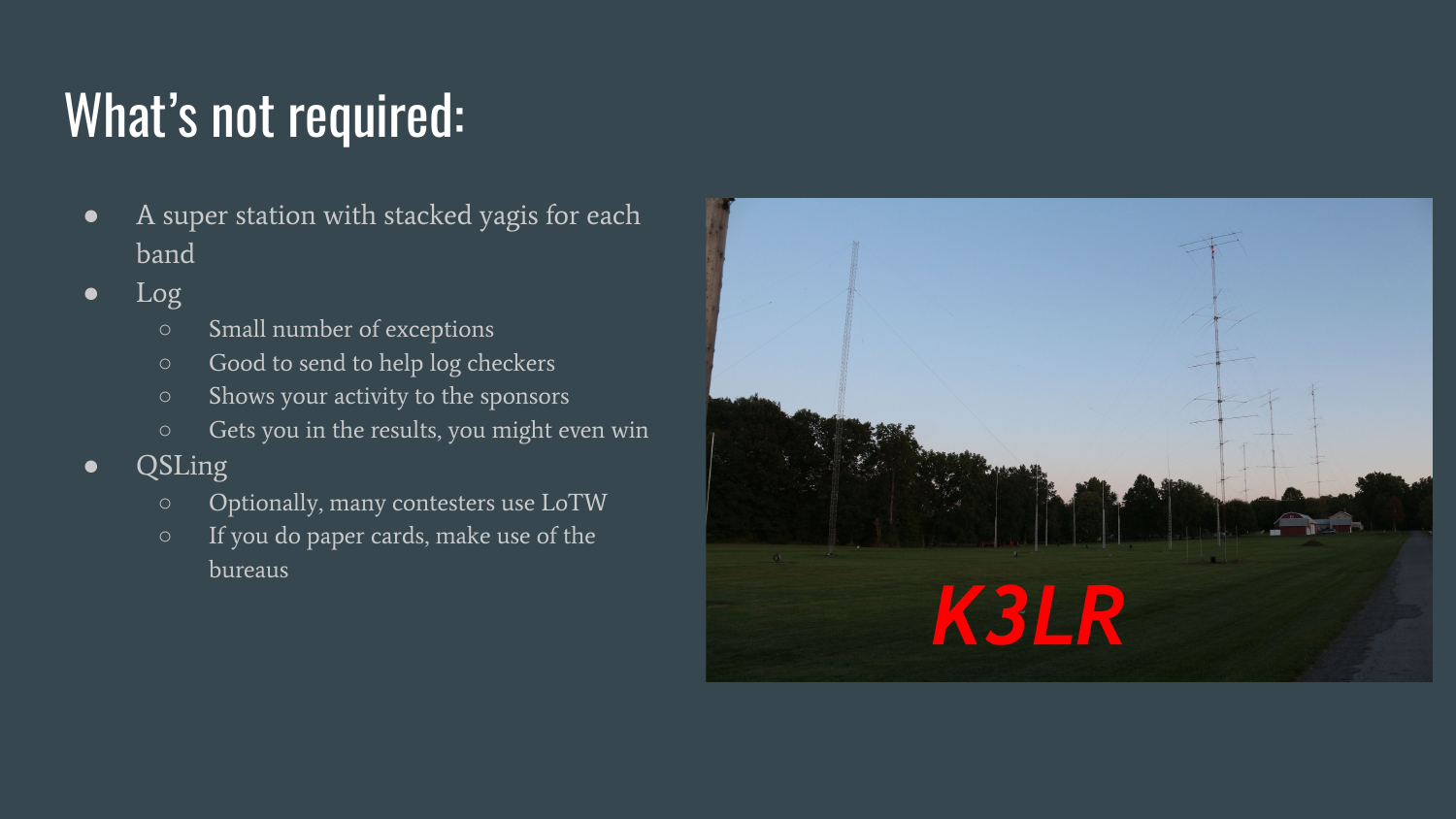# What's not required:

- A super station with stacked yagis for each band
- Log
  - Small number of exceptions
  - Good to send to help log checkers
  - Shows your activity to the sponsors
  - Gets you in the results, you might even win
- QSLing
  - Optionally, many contesters use LoTW
  - If you do paper cards, make use of the bureaus

K3LR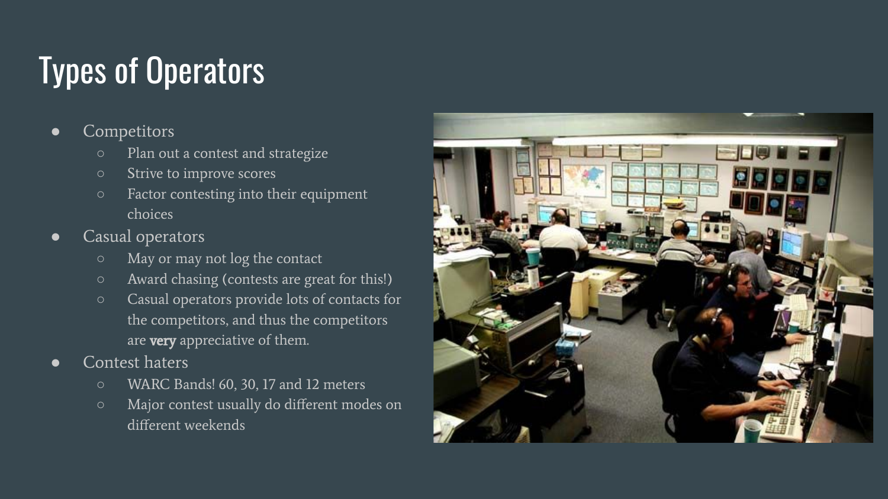# Types of Operators

- Competitors
  - Plan out a contest and strategize
  - Strive to improve scores
  - Factor contesting into their equipment choices
- Casual operators
  - May or may not log the contact
  - Award chasing (contests are great for this!)
  - Casual operators provide lots of contacts for the competitors, and thus the competitors are **very** appreciative of them.
- Contest haters
  - WARC Bands! 60, 30, 17 and 12 meters
  - Major contest usually do different modes on different weekends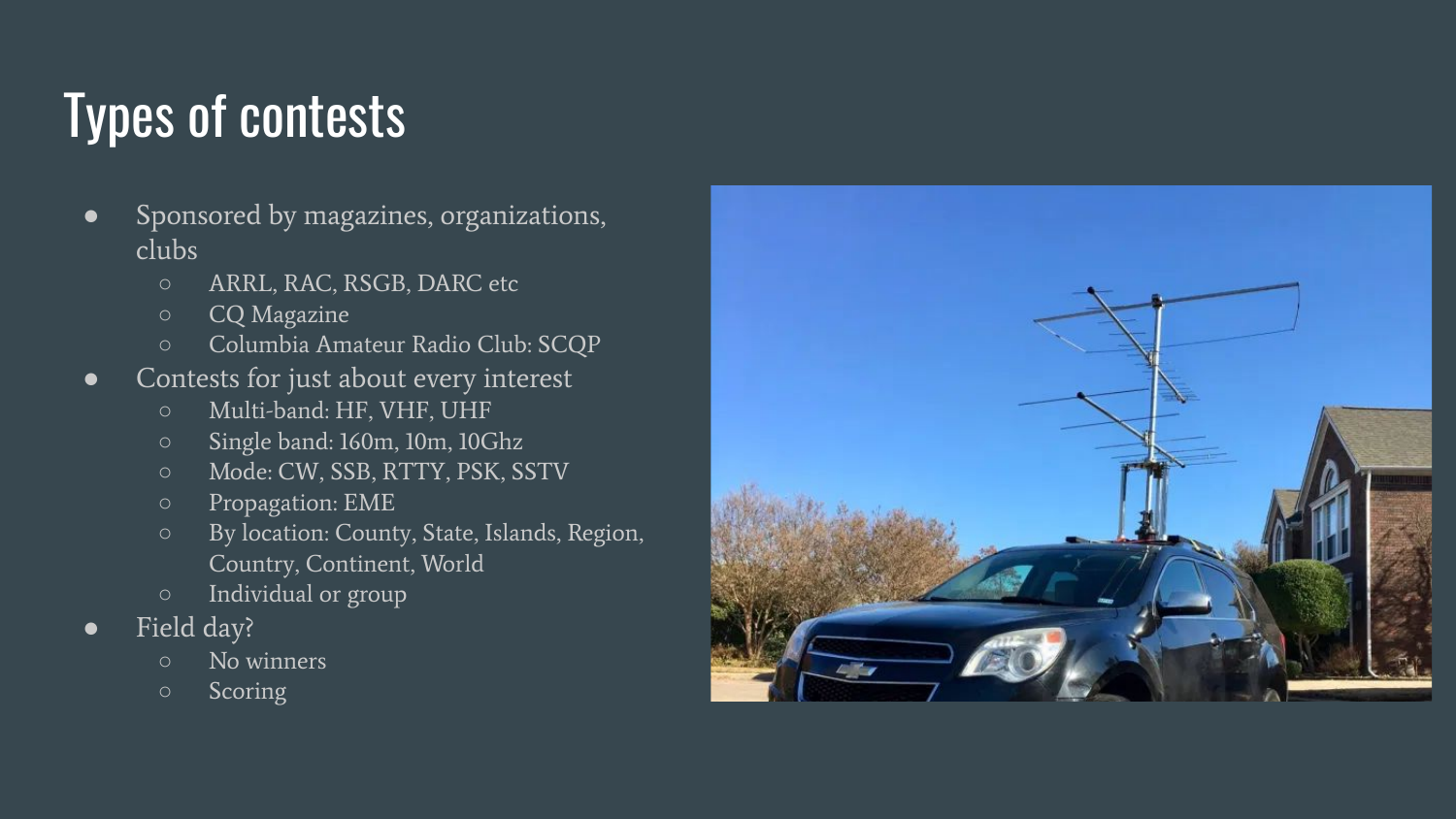# Types of contests

- Sponsored by magazines, organizations, clubs
  - ARRL, RAC, RSGB, DARC etc
  - CQ Magazine
  - Columbia Amateur Radio Club: SCQP
- Contests for just about every interest
  - Multi-band: HF, VHF, UHF
  - Single band: 160m, 10m, 10Ghz
  - Mode: CW, SSB, RTTY, PSK, SSTV
  - Propagation: EME
  - By location: County, State, Islands, Region, Country, Continent, World
  - Individual or group
- Field day?
  - No winners
  - Scoring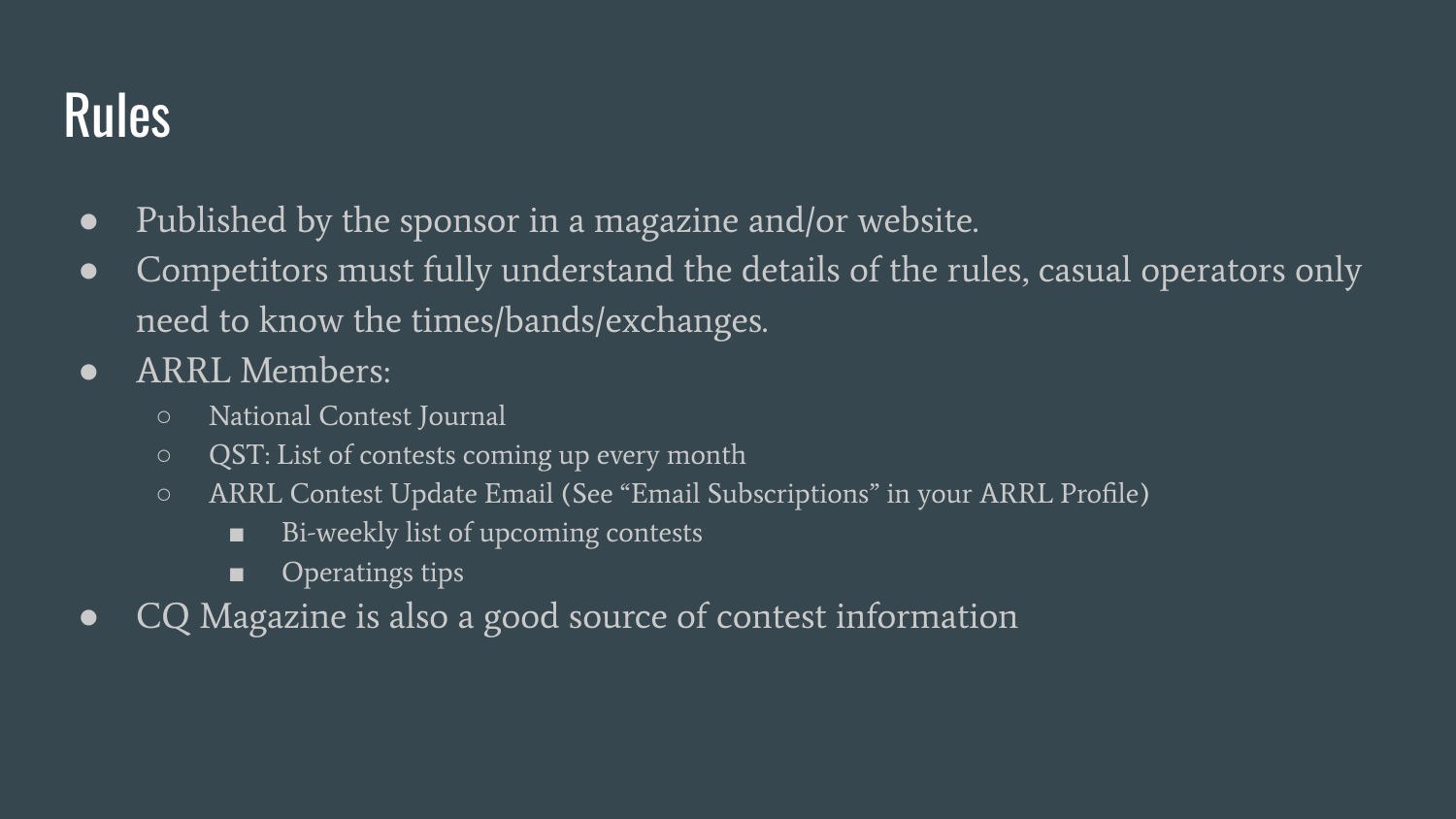# Rules

- Published by the sponsor in a magazine and/or website.
- Competitors must fully understand the details of the rules, casual operators only need to know the times/bands/exchanges.
- ARRL Members:
  - National Contest Journal
  - QST: List of contests coming up every month
  - ARRL Contest Update Email (See "Email Subscriptions" in your ARRL Profile)
    - Bi-weekly list of upcoming contests
    - Operatings tips
- CQ Magazine is also a good source of contest information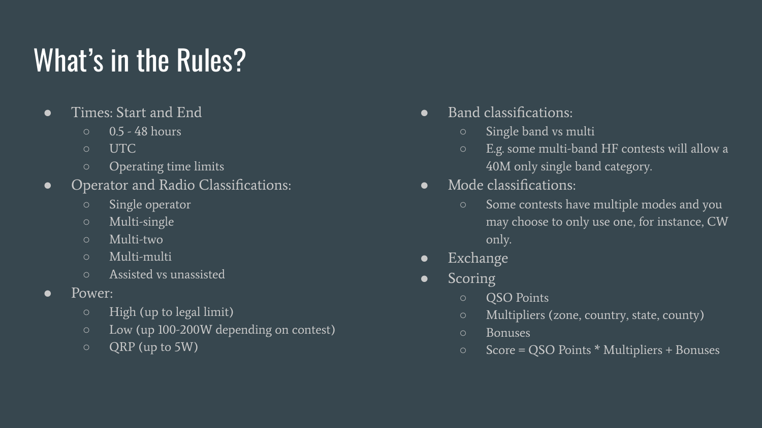# What's in the Rules?

- Times: Start and End
  - 0.5 - 48 hours
  - UTC
  - Operating time limits
- Operator and Radio Classifications:
  - Single operator
  - Multi-single
  - Multi-two
  - Multi-multi
  - Assisted vs unassisted
- Power:
  - High (up to legal limit)
  - Low (up 100-200W depending on contest)
  - QRP (up to 5W)
- Band classifications:
  - Single band vs multi
  - E.g. some multi-band HF contests will allow a 40M only single band category.
- Mode classifications:
  - Some contests have multiple modes and you may choose to only use one, for instance, CW only.
- Exchange
- Scoring
  - QSO Points
  - Multipliers (zone, country, state, county)
  - Bonuses
  - Score = QSO Points * Multipliers + Bonuses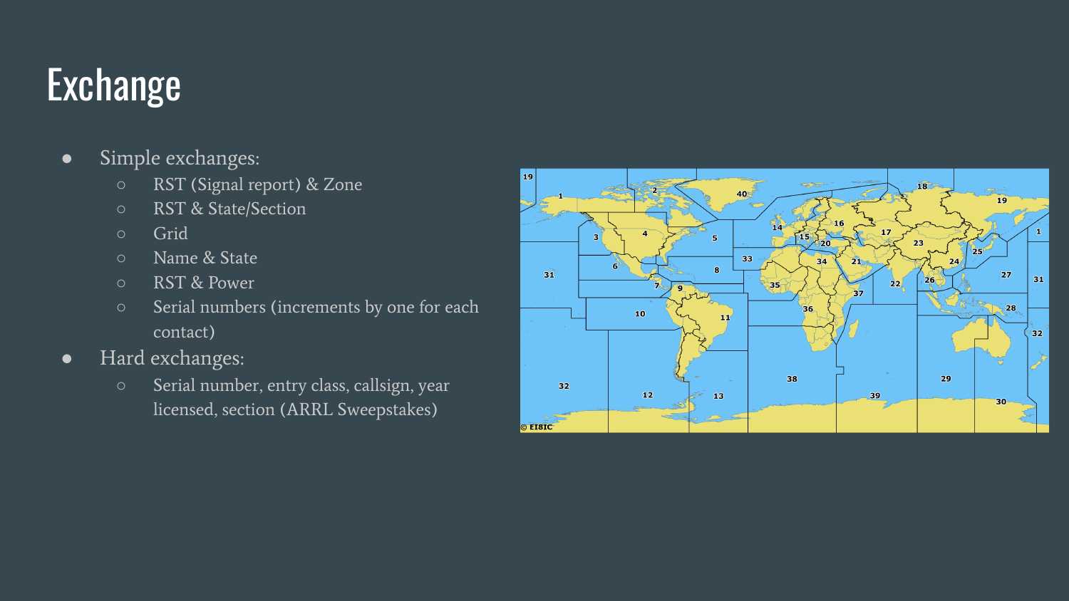# Exchange

- Simple exchanges:
  - RST (Signal report) & Zone
  - RST & State/Section
  - Grid
  - Name & State
  - RST & Power
  - Serial numbers (increments by one for each contact)
- Hard exchanges:
  - Serial number, entry class, callsign, year licensed, section (ARRL Sweepstakes)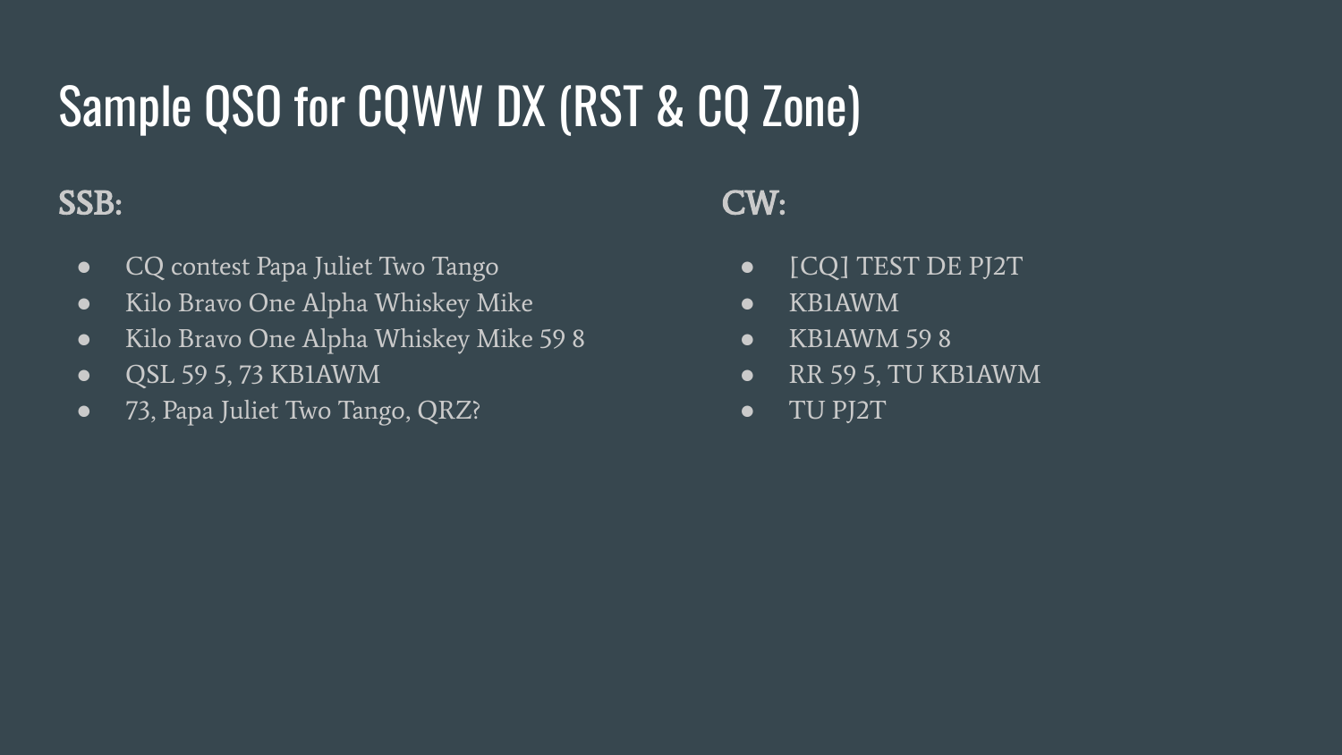# Sample QSO for CQWW DX (RST & CQ Zone)

**SSB:**

- CQ contest Papa Juliet Two Tango
- Kilo Bravo One Alpha Whiskey Mike
- Kilo Bravo One Alpha Whiskey Mike 59 8
- QSL 59 5, 73 KB1AWM
- 73, Papa Juliet Two Tango, QRZ?

**CW:**

- [CQ] TEST DE PJ2T
- KB1AWM
- KB1AWM 59 8
- RR 59 5, TU KB1AWM
- TU PJ2T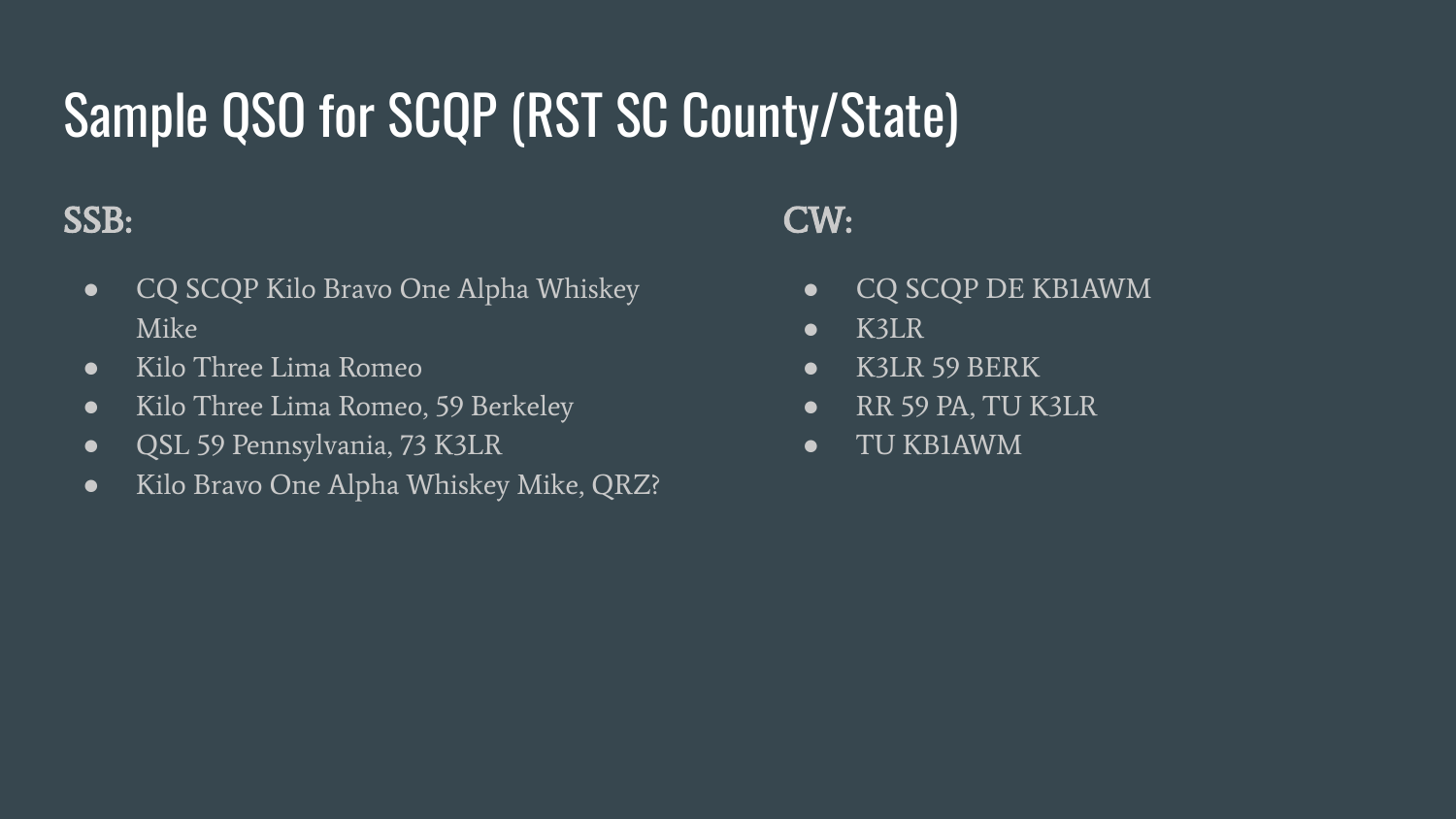# Sample QSO for SCQP (RST SC County/State)

## SSB:

- CQ SCQP Kilo Bravo One Alpha Whiskey Mike
- Kilo Three Lima Romeo
- Kilo Three Lima Romeo, 59 Berkeley
- QSL 59 Pennsylvania, 73 K3LR
- Kilo Bravo One Alpha Whiskey Mike, QRZ?

## CW:

- CQ SCQP DE KB1AWM
- K3LR
- K3LR 59 BERK
- RR 59 PA, TU K3LR
- TU KB1AWM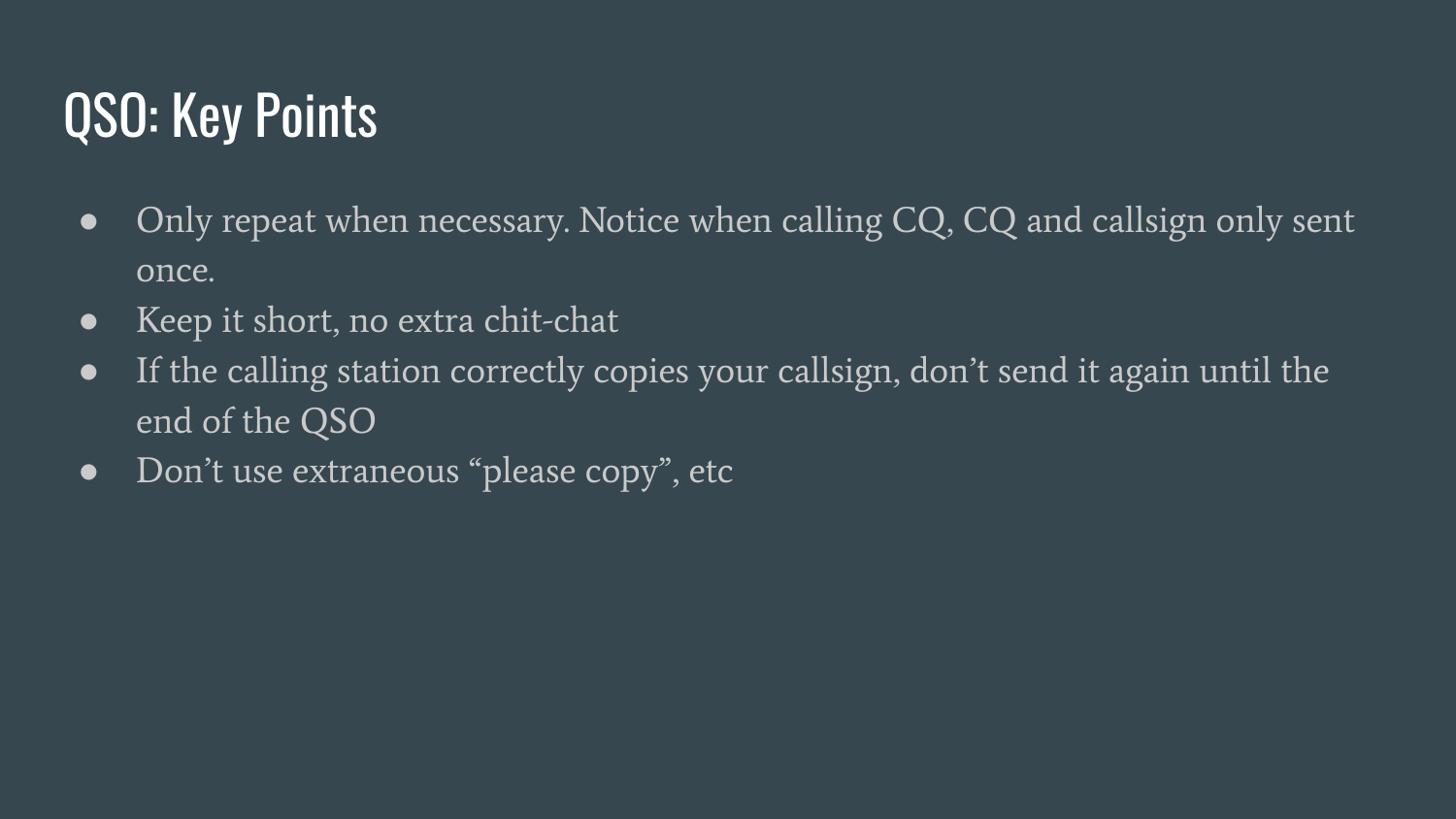# QSO: Key Points

- Only repeat when necessary. Notice when calling CQ, CQ and callsign only sent once.
- Keep it short, no extra chit-chat
- If the calling station correctly copies your callsign, don't send it again until the end of the QSO
- Don't use extraneous "please copy", etc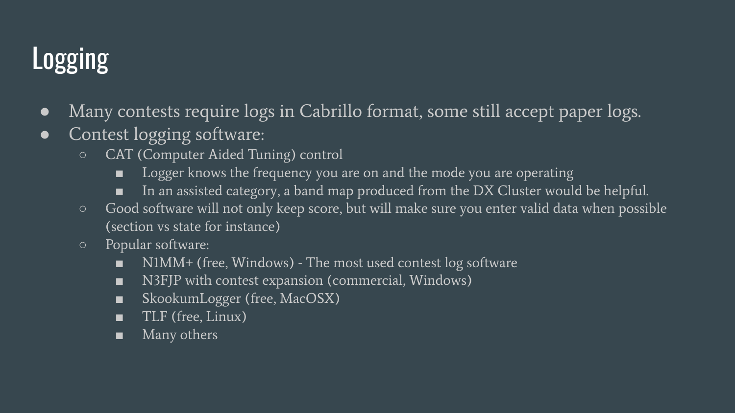# Logging

- Many contests require logs in Cabrillo format, some still accept paper logs.
- Contest logging software:
  - CAT (Computer Aided Tuning) control
    - Logger knows the frequency you are on and the mode you are operating
    - In an assisted category, a band map produced from the DX Cluster would be helpful.
  - Good software will not only keep score, but will make sure you enter valid data when possible (section vs state for instance)
  - Popular software:
    - N1MM+ (free, Windows) - The most used contest log software
    - N3FJP with contest expansion (commercial, Windows)
    - SkookumLogger (free, MacOSX)
    - TLF (free, Linux)
    - Many others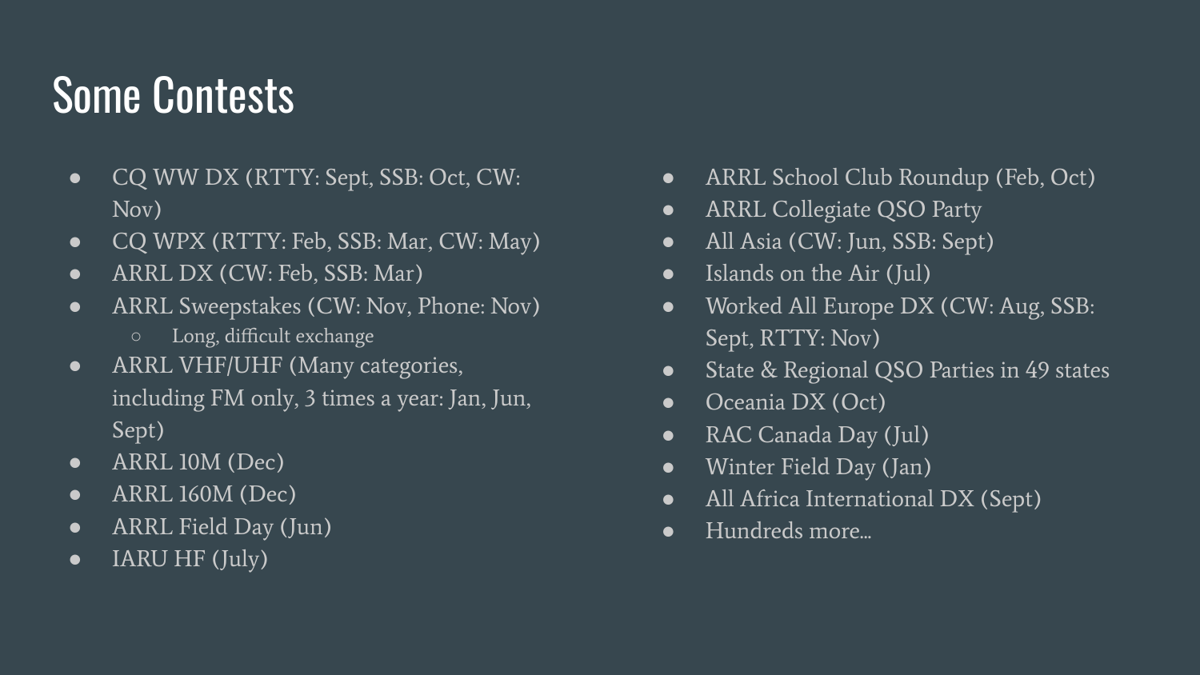# Some Contests

- CQ WW DX (RTTY: Sept, SSB: Oct, CW: Nov)
- CQ WPX (RTTY: Feb, SSB: Mar, CW: May)
- ARRL DX (CW: Feb, SSB: Mar)
- ARRL Sweepstakes (CW: Nov, Phone: Nov)
  - Long, difficult exchange
- ARRL VHF/UHF (Many categories, including FM only, 3 times a year: Jan, Jun, Sept)
- ARRL 10M (Dec)
- ARRL 160M (Dec)
- ARRL Field Day (Jun)
- IARU HF (July)
- ARRL School Club Roundup (Feb, Oct)
- ARRL Collegiate QSO Party
- All Asia (CW: Jun, SSB: Sept)
- Islands on the Air (Jul)
- Worked All Europe DX (CW: Aug, SSB: Sept, RTTY: Nov)
- State & Regional QSO Parties in 49 states
- Oceania DX (Oct)
- RAC Canada Day (Jul)
- Winter Field Day (Jan)
- All Africa International DX (Sept)
- Hundreds more…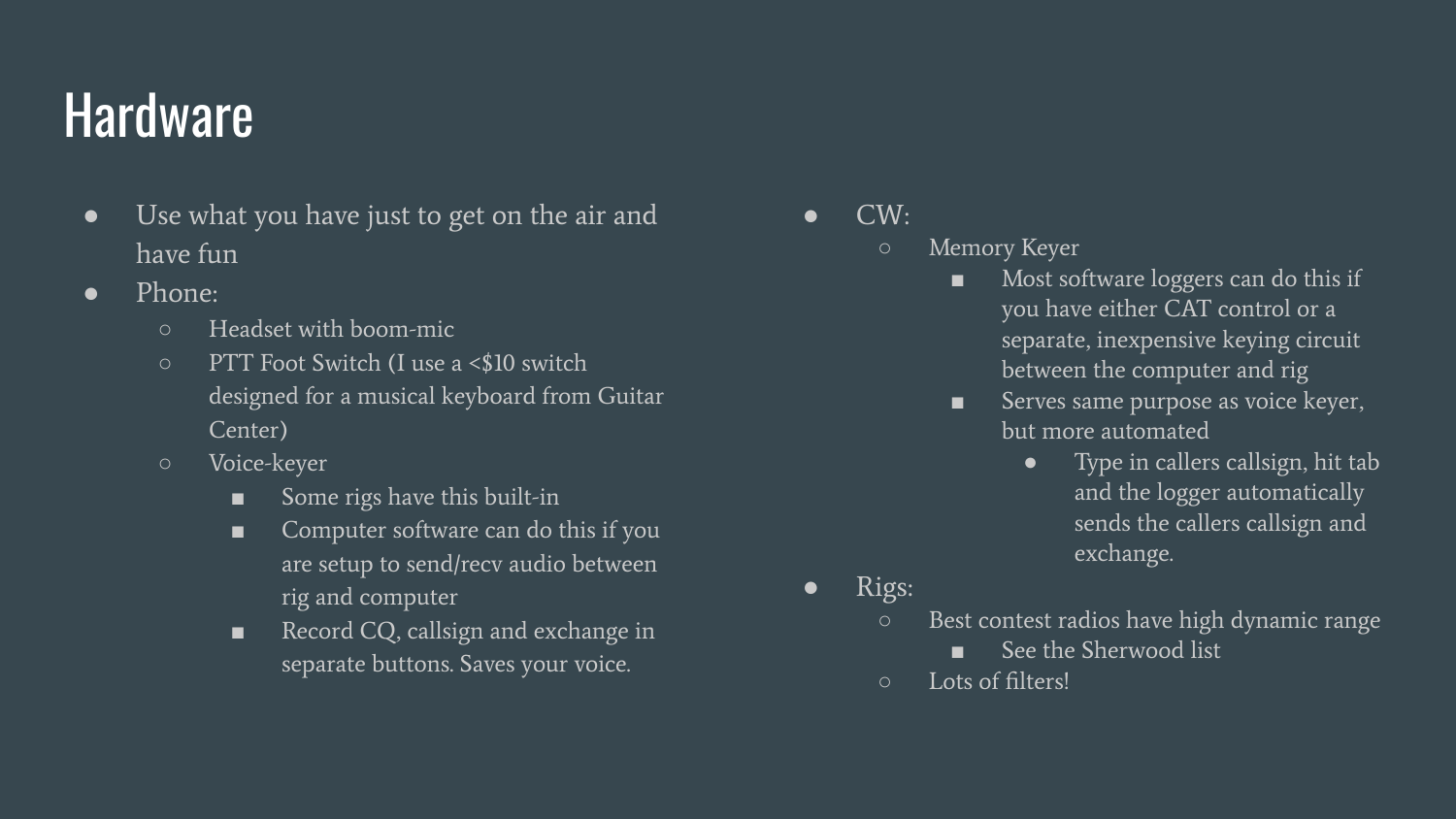# Hardware

- Use what you have just to get on the air and have fun
- Phone:
  - Headset with boom-mic
  - PTT Foot Switch (I use a <$10 switch designed for a musical keyboard from Guitar Center)
  - Voice-keyer
    - Some rigs have this built-in
    - Computer software can do this if you are setup to send/recv audio between rig and computer
    - Record CQ, callsign and exchange in separate buttons. Saves your voice.
- CW:
  - Memory Keyer
    - Most software loggers can do this if you have either CAT control or a separate, inexpensive keying circuit between the computer and rig
    - Serves same purpose as voice keyer, but more automated
      - Type in callers callsign, hit tab and the logger automatically sends the callers callsign and exchange.
- Rigs:
  - Best contest radios have high dynamic range
    - See the Sherwood list
  - Lots of filters!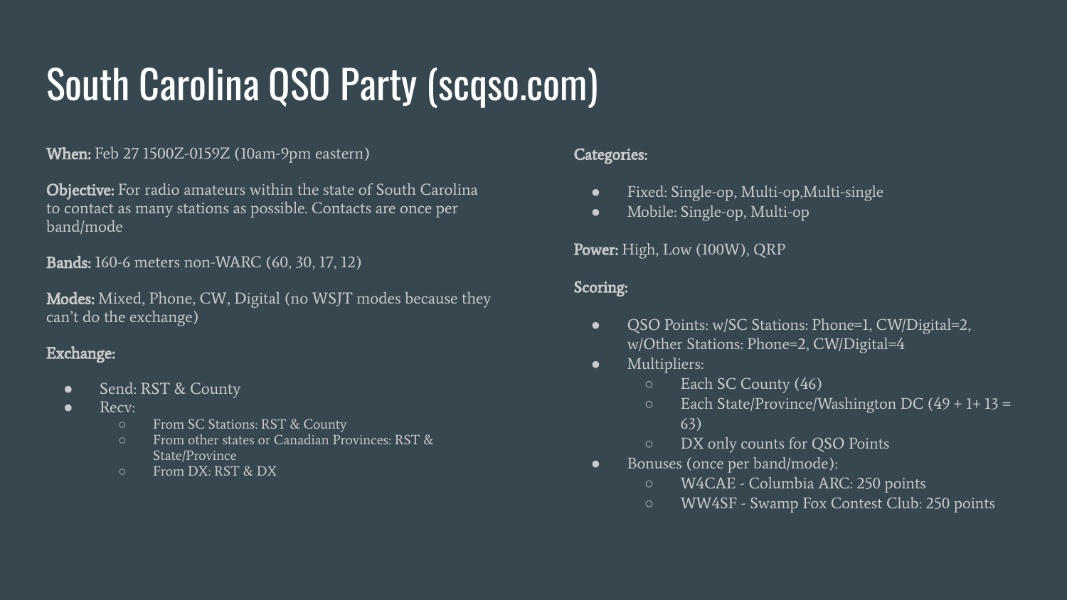# South Carolina QSO Party (scqso.com)

**When:** Feb 27 1500Z-0159Z (10am-9pm eastern)

**Objective:** For radio amateurs within the state of South Carolina to contact as many stations as possible. Contacts are once per band/mode

**Bands:** 160-6 meters non-WARC (60, 30, 17, 12)

**Modes:** Mixed, Phone, CW, Digital (no WSJT modes because they can't do the exchange)

**Exchange:**

- Send: RST & County
- Recv:
  - From SC Stations: RST & County
  - From other states or Canadian Provinces: RST & State/Province
  - From DX: RST & DX

**Categories:**

- Fixed: Single-op, Multi-op,Multi-single
- Mobile: Single-op, Multi-op

**Power:** High, Low (100W), QRP

**Scoring:**

- QSO Points: w/SC Stations: Phone=1, CW/Digital=2, w/Other Stations: Phone=2, CW/Digital=4
- Multipliers:
  - Each SC County (46)
  - Each State/Province/Washington DC (49 + 1+ 13 = 63)
  - DX only counts for QSO Points
- Bonuses (once per band/mode):
  - W4CAE - Columbia ARC: 250 points
  - WW4SF - Swamp Fox Contest Club: 250 points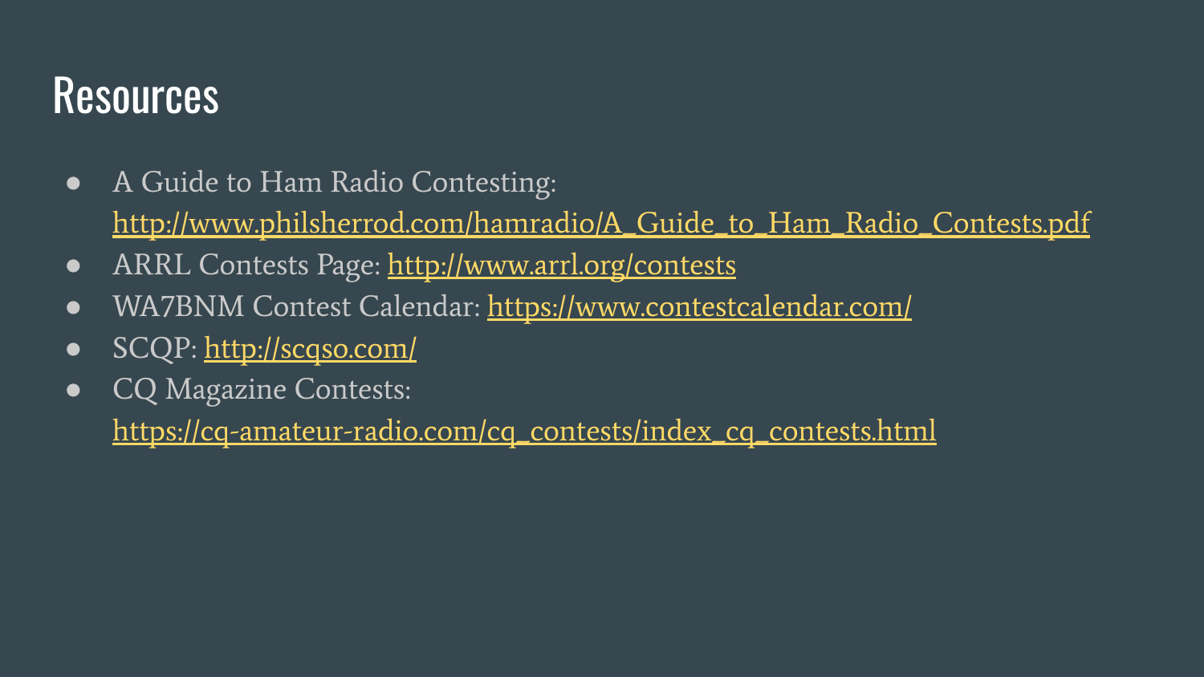# Resources

- A Guide to Ham Radio Contesting: http://www.philsherrod.com/hamradio/A_Guide_to_Ham_Radio_Contests.pdf
- ARRL Contests Page: http://www.arrl.org/contests
- WA7BNM Contest Calendar: https://www.contestcalendar.com/
- SCQP: http://scqso.com/
- CQ Magazine Contests: https://cq-amateur-radio.com/cq_contests/index_cq_contests.html